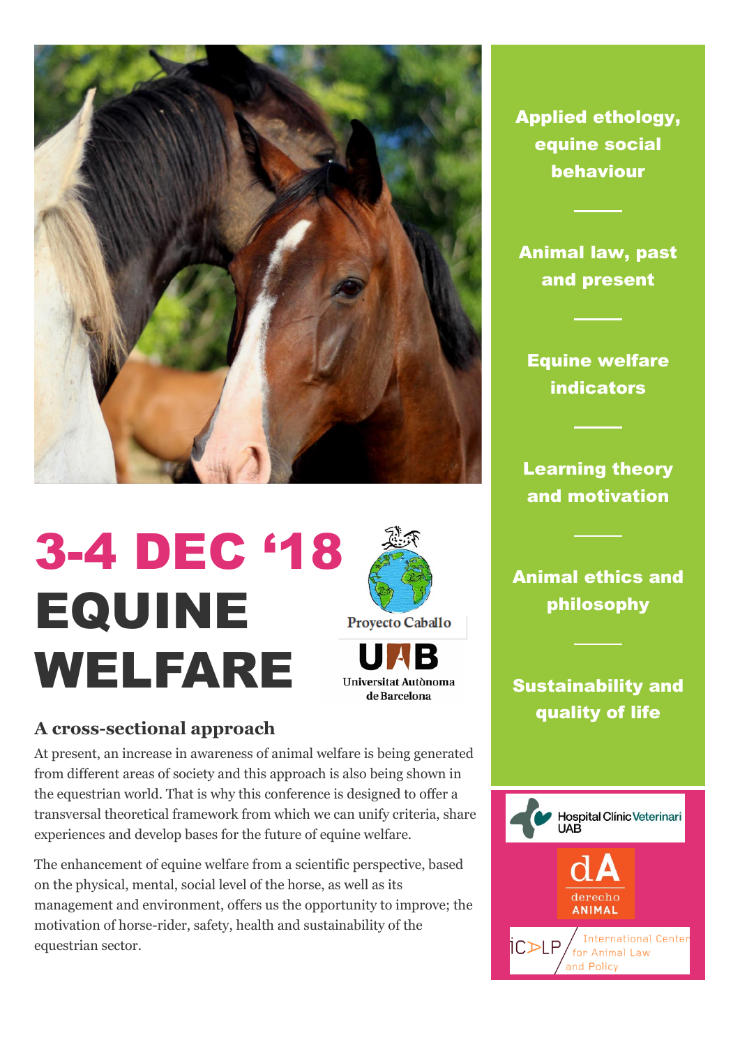# 3-4 DEC '18 EQUINE WELFARE

Proyecto Caballo

UAB Universitat Autònoma de Barcelona

## A cross-sectional approach

At present, an increase in awareness of animal welfare is being generated from different areas of society and this approach is also being shown in the equestrian world. That is why this conference is designed to offer a transversal theoretical framework from which we can unify criteria, share experiences and develop bases for the future of equine welfare.

The enhancement of equine welfare from a scientific perspective, based on the physical, mental, social level of the horse, as well as its management and environment, offers us the opportunity to improve; the motivation of horse-rider, safety, health and sustainability of the equestrian sector.

**Applied ethology, equine social behaviour**

**Animal law, past and present**

**Equine welfare indicators**

**Learning theory and motivation**

**Animal ethics and philosophy**

**Sustainability and quality of life**

Hospital Clínic Veterinari UAB

dA derecho ANIMAL

ICALP International Center for Animal Law and Policy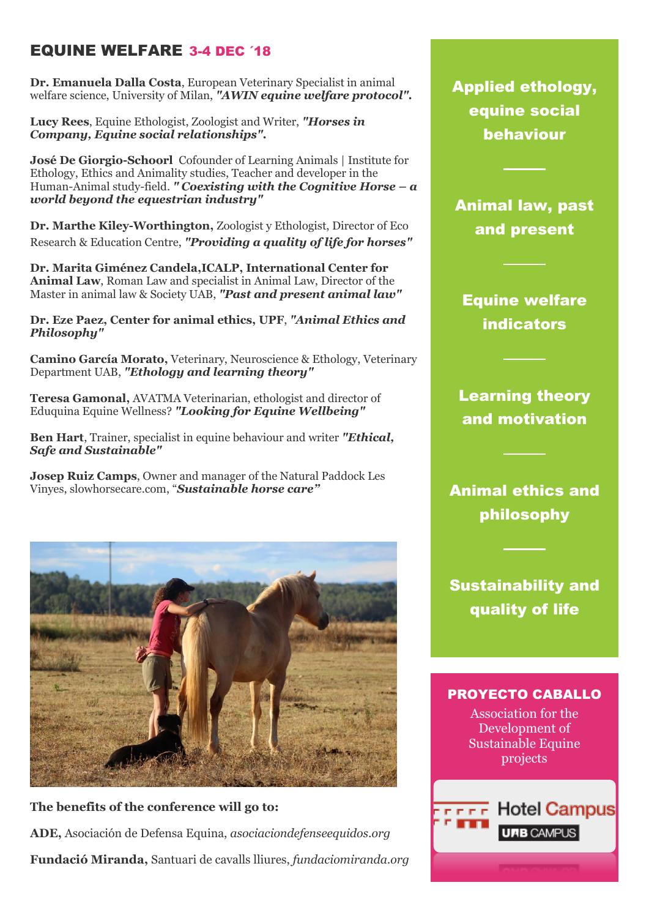## EQUINE WELFARE 3-4 DEC ´18

**Dr. Emanuela Dalla Costa**, European Veterinary Specialist in animal welfare science, University of Milan, ***"AWIN equine welfare protocol".***

**Lucy Rees**, Equine Ethologist, Zoologist and Writer, ***"Horses in Company, Equine social relationships".***

**José De Giorgio-Schoorl** Cofounder of Learning Animals | Institute for Ethology, Ethics and Animality studies, Teacher and developer in the Human-Animal study-field. ***" Coexisting with the Cognitive Horse – a world beyond the equestrian industry"***

**Dr. Marthe Kiley-Worthington,** Zoologist y Ethologist, Director of Eco Research & Education Centre, ***"Providing a quality of life for horses"***

**Dr. Marita Giménez Candela,ICALP, International Center for Animal Law**, Roman Law and specialist in Animal Law, Director of the Master in animal law & Society UAB, ***"Past and present animal law"***

**Dr. Eze Paez, Center for animal ethics, UPF**, ***"Animal Ethics and Philosophy"***

**Camino García Morato,** Veterinary, Neuroscience & Ethology, Veterinary Department UAB, ***"Ethology and learning theory"***

**Teresa Gamonal,** AVATMA Veterinarian, ethologist and director of Eduquina Equine Wellness? ***"Looking for Equine Wellbeing"***

**Ben Hart**, Trainer, specialist in equine behaviour and writer ***"Ethical, Safe and Sustainable"***

**Josep Ruiz Camps**, Owner and manager of the Natural Paddock Les Vinyes, slowhorsecare.com, "***Sustainable horse care"***

**The benefits of the conference will go to:**

**ADE,** Asociación de Defensa Equina, *asociaciondefenseequidos.org*

**Fundació Miranda,** Santuari de cavalls lliures, *fundaciomiranda.org*

**Applied ethology, equine social behaviour**

**Animal law, past and present**

**Equine welfare indicators**

**Learning theory and motivation**

**Animal ethics and philosophy**

**Sustainability and quality of life**

**PROYECTO CABALLO**

Association for the Development of Sustainable Equine projects

Hotel Campus

UAB CAMPUS